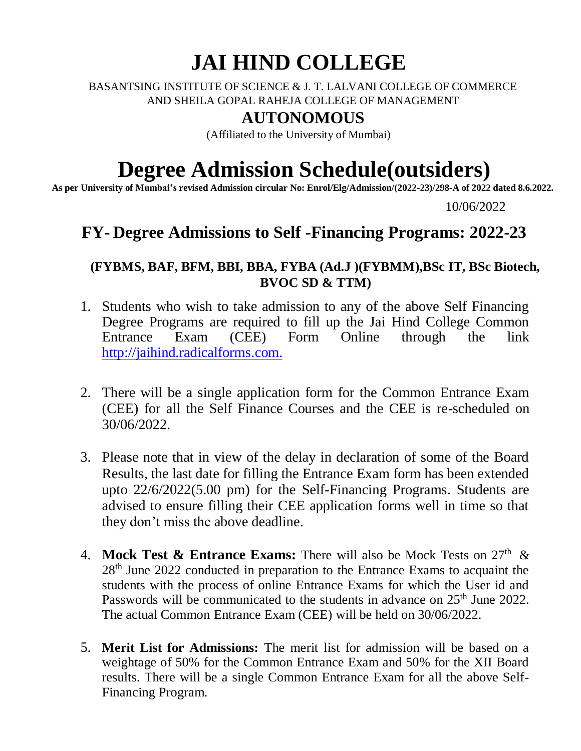# JAI HIND COLLEGE

BASANTSING INSTITUTE OF SCIENCE & J. T. LALVANI COLLEGE OF COMMERCE AND SHEILA GOPAL RAHEJA COLLEGE OF MANAGEMENT

## AUTONOMOUS

(Affiliated to the University of Mumbai)

# Degree Admission Schedule(outsiders)

**As per University of Mumbai's revised Admission circular No: Enrol/Elg/Admission/(2022-23)/298-A of 2022 dated 8.6.2022.**

10/06/2022

## FY- Degree Admissions to Self -Financing Programs: 2022-23

**(FYBMS, BAF, BFM, BBI, BBA, FYBA (Ad.J )(FYBMM),BSc IT, BSc Biotech, BVOC SD & TTM)**

1. Students who wish to take admission to any of the above Self Financing Degree Programs are required to fill up the Jai Hind College Common Entrance Exam (CEE) Form Online through the link [http://jaihind.radicalforms.com.](http://jaihind.radicalforms.com)

2. There will be a single application form for the Common Entrance Exam (CEE) for all the Self Finance Courses and the CEE is re-scheduled on 30/06/2022.

3. Please note that in view of the delay in declaration of some of the Board Results, the last date for filling the Entrance Exam form has been extended upto 22/6/2022(5.00 pm) for the Self-Financing Programs. Students are advised to ensure filling their CEE application forms well in time so that they don't miss the above deadline.

4. **Mock Test & Entrance Exams:** There will also be Mock Tests on 27th & 28th June 2022 conducted in preparation to the Entrance Exams to acquaint the students with the process of online Entrance Exams for which the User id and Passwords will be communicated to the students in advance on 25th June 2022. The actual Common Entrance Exam (CEE) will be held on 30/06/2022.

5. **Merit List for Admissions:** The merit list for admission will be based on a weightage of 50% for the Common Entrance Exam and 50% for the XII Board results. There will be a single Common Entrance Exam for all the above Self-Financing Program.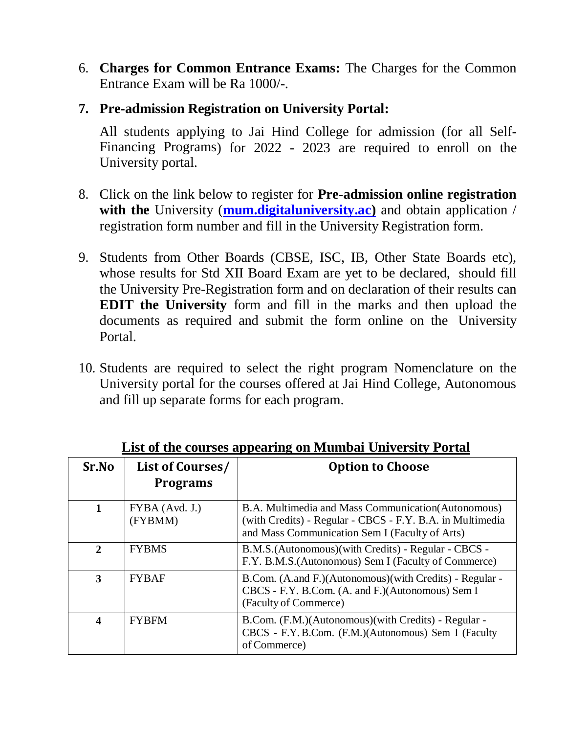6. **Charges for Common Entrance Exams:** The Charges for the Common Entrance Exam will be Ra 1000/-.

7. **Pre-admission Registration on University Portal:**

   All students applying to Jai Hind College for admission (for all Self-Financing Programs) for 2022 - 2023 are required to enroll on the University portal.

8. Click on the link below to register for **Pre-admission online registration with the** University (**mum.digitaluniversity.ac)** and obtain application / registration form number and fill in the University Registration form.

9. Students from Other Boards (CBSE, ISC, IB, Other State Boards etc), whose results for Std XII Board Exam are yet to be declared, should fill the University Pre-Registration form and on declaration of their results can **EDIT the University** form and fill in the marks and then upload the documents as required and submit the form online on the University Portal.

10. Students are required to select the right program Nomenclature on the University portal for the courses offered at Jai Hind College, Autonomous and fill up separate forms for each program.

**List of the courses appearing on Mumbai University Portal**

| Sr.No | List of Courses/ Programs | Option to Choose |
|---|---|---|
| **1** | FYBA (Avd. J.) (FYBMM) | B.A. Multimedia and Mass Communication(Autonomous) (with Credits) - Regular - CBCS - F.Y. B.A. in Multimedia and Mass Communication Sem I (Faculty of Arts) |
| **2** | FYBMS | B.M.S.(Autonomous)(with Credits) - Regular - CBCS - F.Y. B.M.S.(Autonomous) Sem I (Faculty of Commerce) |
| **3** | FYBAF | B.Com. (A.and F.)(Autonomous)(with Credits) - Regular - CBCS - F.Y. B.Com. (A. and F.)(Autonomous) Sem I (Faculty of Commerce) |
| **4** | FYBFM | B.Com. (F.M.)(Autonomous)(with Credits) - Regular - CBCS - F.Y. B.Com. (F.M.)(Autonomous) Sem I (Faculty of Commerce) |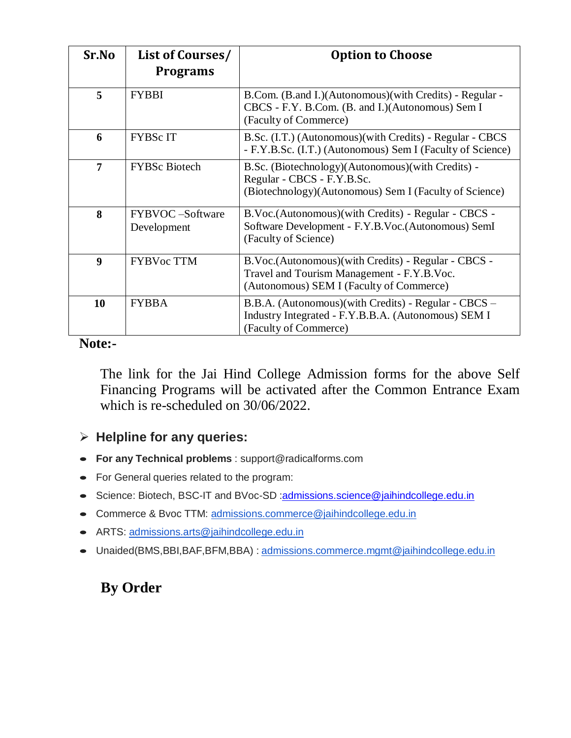| Sr.No | List of Courses/ Programs | Option to Choose |
|---|---|---|
| 5 | FYBBI | B.Com. (B.and I.)(Autonomous)(with Credits) - Regular - CBCS - F.Y. B.Com. (B. and I.)(Autonomous) Sem I (Faculty of Commerce) |
| 6 | FYBSc IT | B.Sc. (I.T.) (Autonomous)(with Credits) - Regular - CBCS - F.Y.B.Sc. (I.T.) (Autonomous) Sem I (Faculty of Science) |
| 7 | FYBSc Biotech | B.Sc. (Biotechnology)(Autonomous)(with Credits) - Regular - CBCS - F.Y.B.Sc. (Biotechnology)(Autonomous) Sem I (Faculty of Science) |
| 8 | FYBVOC –Software Development | B.Voc.(Autonomous)(with Credits) - Regular - CBCS - Software Development - F.Y.B.Voc.(Autonomous) SemI (Faculty of Science) |
| 9 | FYBVoc TTM | B.Voc.(Autonomous)(with Credits) - Regular - CBCS - Travel and Tourism Management - F.Y.B.Voc. (Autonomous) SEM I (Faculty of Commerce) |
| 10 | FYBBA | B.B.A. (Autonomous)(with Credits) - Regular - CBCS – Industry Integrated - F.Y.B.B.A. (Autonomous) SEM I (Faculty of Commerce) |

**Note:-**

The link for the Jai Hind College Admission forms for the above Self Financing Programs will be activated after the Common Entrance Exam which is re-scheduled on 30/06/2022.

## ➢ Helpline for any queries:

- **For any Technical problems** : support@radicalforms.com
- For General queries related to the program:
- Science: Biotech, BSC-IT and BVoc-SD :admissions.science@jaihindcollege.edu.in
- Commerce & Bvoc TTM: admissions.commerce@jaihindcollege.edu.in
- ARTS: admissions.arts@jaihindcollege.edu.in
- Unaided(BMS,BBI,BAF,BFM,BBA) : admissions.commerce.mgmt@jaihindcollege.edu.in

**By Order**